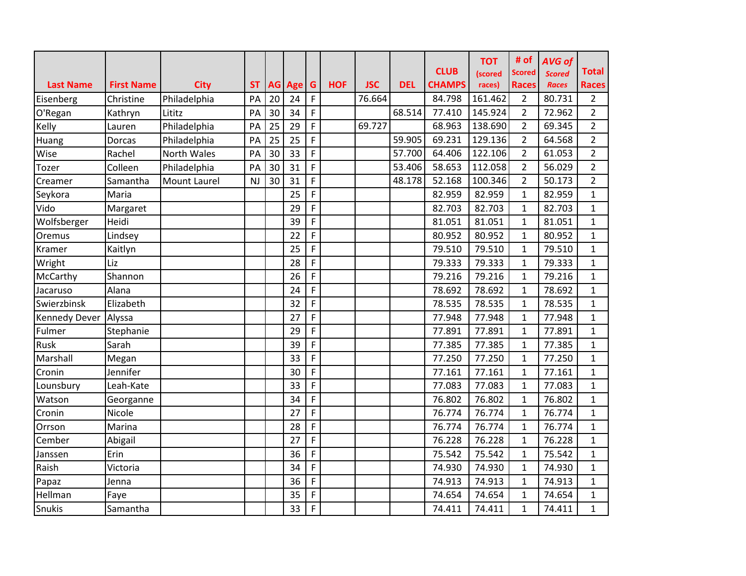| Last Name | First Name | City | ST | AG | Age | G | HOF | JSC | DEL | CLUB CHAMPS | TOT (scored races) | # of Scored Races | AVG of Scored Races | Total Races |
|---|---|---|---|---|---|---|---|---|---|---|---|---|---|---|
| Eisenberg | Christine | Philadelphia | PA | 20 | 24 | F | | 76.664 | | 84.798 | 161.462 | 2 | 80.731 | 2 |
| O'Regan | Kathryn | Lititz | PA | 30 | 34 | F | | | 68.514 | 77.410 | 145.924 | 2 | 72.962 | 2 |
| Kelly | Lauren | Philadelphia | PA | 25 | 29 | F | | 69.727 | | 68.963 | 138.690 | 2 | 69.345 | 2 |
| Huang | Dorcas | Philadelphia | PA | 25 | 25 | F | | | 59.905 | 69.231 | 129.136 | 2 | 64.568 | 2 |
| Wise | Rachel | North Wales | PA | 30 | 33 | F | | | 57.700 | 64.406 | 122.106 | 2 | 61.053 | 2 |
| Tozer | Colleen | Philadelphia | PA | 30 | 31 | F | | | 53.406 | 58.653 | 112.058 | 2 | 56.029 | 2 |
| Creamer | Samantha | Mount Laurel | NJ | 30 | 31 | F | | | 48.178 | 52.168 | 100.346 | 2 | 50.173 | 2 |
| Seykora | Maria | | | | 25 | F | | | | 82.959 | 82.959 | 1 | 82.959 | 1 |
| Vido | Margaret | | | | 29 | F | | | | 82.703 | 82.703 | 1 | 82.703 | 1 |
| Wolfsberger | Heidi | | | | 39 | F | | | | 81.051 | 81.051 | 1 | 81.051 | 1 |
| Oremus | Lindsey | | | | 22 | F | | | | 80.952 | 80.952 | 1 | 80.952 | 1 |
| Kramer | Kaitlyn | | | | 25 | F | | | | 79.510 | 79.510 | 1 | 79.510 | 1 |
| Wright | Liz | | | | 28 | F | | | | 79.333 | 79.333 | 1 | 79.333 | 1 |
| McCarthy | Shannon | | | | 26 | F | | | | 79.216 | 79.216 | 1 | 79.216 | 1 |
| Jacaruso | Alana | | | | 24 | F | | | | 78.692 | 78.692 | 1 | 78.692 | 1 |
| Swierzbinsk | Elizabeth | | | | 32 | F | | | | 78.535 | 78.535 | 1 | 78.535 | 1 |
| Kennedy Dever | Alyssa | | | | 27 | F | | | | 77.948 | 77.948 | 1 | 77.948 | 1 |
| Fulmer | Stephanie | | | | 29 | F | | | | 77.891 | 77.891 | 1 | 77.891 | 1 |
| Rusk | Sarah | | | | 39 | F | | | | 77.385 | 77.385 | 1 | 77.385 | 1 |
| Marshall | Megan | | | | 33 | F | | | | 77.250 | 77.250 | 1 | 77.250 | 1 |
| Cronin | Jennifer | | | | 30 | F | | | | 77.161 | 77.161 | 1 | 77.161 | 1 |
| Lounsbury | Leah-Kate | | | | 33 | F | | | | 77.083 | 77.083 | 1 | 77.083 | 1 |
| Watson | Georganne | | | | 34 | F | | | | 76.802 | 76.802 | 1 | 76.802 | 1 |
| Cronin | Nicole | | | | 27 | F | | | | 76.774 | 76.774 | 1 | 76.774 | 1 |
| Orrson | Marina | | | | 28 | F | | | | 76.774 | 76.774 | 1 | 76.774 | 1 |
| Cember | Abigail | | | | 27 | F | | | | 76.228 | 76.228 | 1 | 76.228 | 1 |
| Janssen | Erin | | | | 36 | F | | | | 75.542 | 75.542 | 1 | 75.542 | 1 |
| Raish | Victoria | | | | 34 | F | | | | 74.930 | 74.930 | 1 | 74.930 | 1 |
| Papaz | Jenna | | | | 36 | F | | | | 74.913 | 74.913 | 1 | 74.913 | 1 |
| Hellman | Faye | | | | 35 | F | | | | 74.654 | 74.654 | 1 | 74.654 | 1 |
| Snukis | Samantha | | | | 33 | F | | | | 74.411 | 74.411 | 1 | 74.411 | 1 |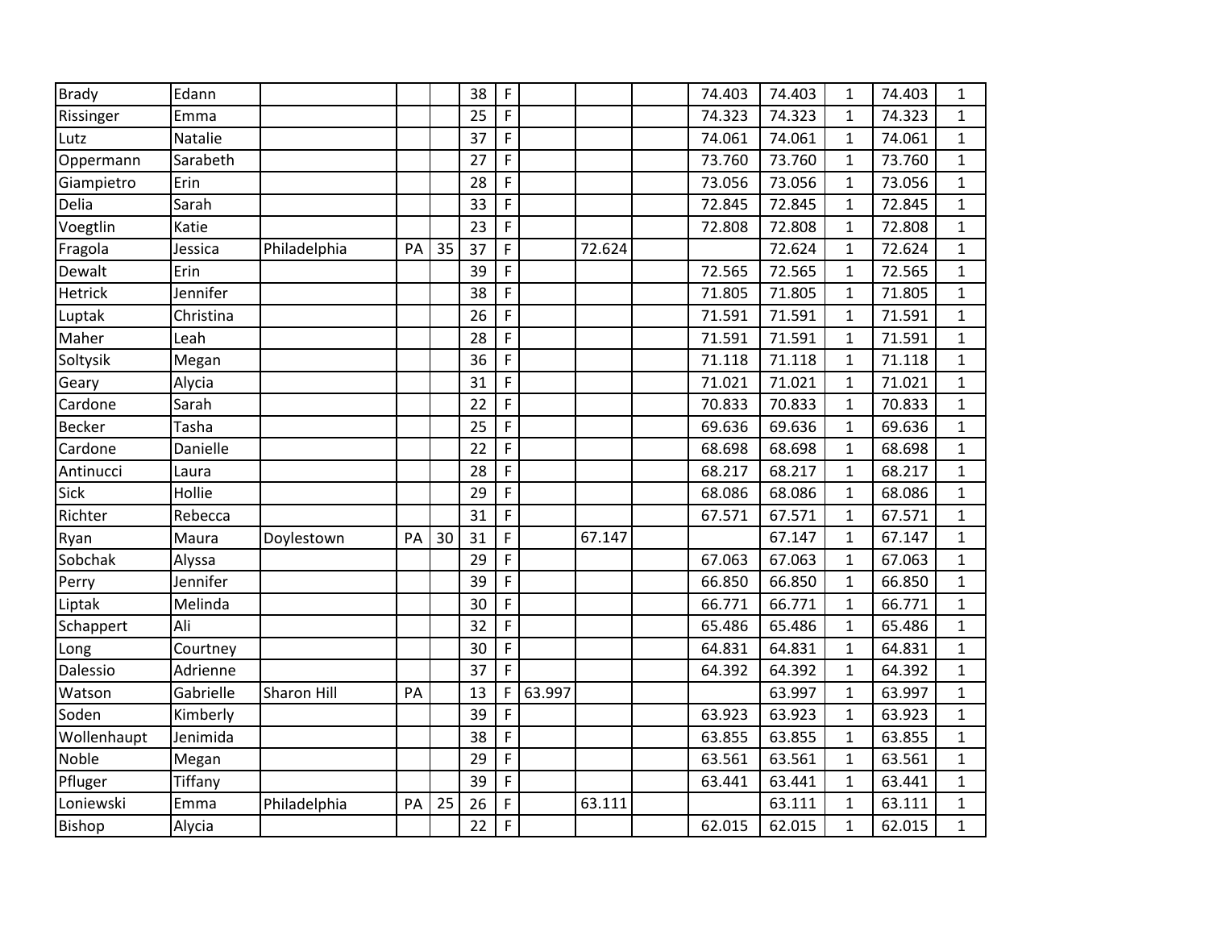| | | | | | | | | | | | | | | |
|---|---|---|---|---|---|---|---|---|---|---|---|---|---|---|
| Brady | Edann | | | | 38 | F | | | | 74.403 | 74.403 | 1 | 74.403 | 1 |
| Rissinger | Emma | | | | 25 | F | | | | 74.323 | 74.323 | 1 | 74.323 | 1 |
| Lutz | Natalie | | | | 37 | F | | | | 74.061 | 74.061 | 1 | 74.061 | 1 |
| Oppermann | Sarabeth | | | | 27 | F | | | | 73.760 | 73.760 | 1 | 73.760 | 1 |
| Giampietro | Erin | | | | 28 | F | | | | 73.056 | 73.056 | 1 | 73.056 | 1 |
| Delia | Sarah | | | | 33 | F | | | | 72.845 | 72.845 | 1 | 72.845 | 1 |
| Voegtlin | Katie | | | | 23 | F | | | | 72.808 | 72.808 | 1 | 72.808 | 1 |
| Fragola | Jessica | Philadelphia | PA | 35 | 37 | F | | 72.624 | | | 72.624 | 1 | 72.624 | 1 |
| Dewalt | Erin | | | | 39 | F | | | | 72.565 | 72.565 | 1 | 72.565 | 1 |
| Hetrick | Jennifer | | | | 38 | F | | | | 71.805 | 71.805 | 1 | 71.805 | 1 |
| Luptak | Christina | | | | 26 | F | | | | 71.591 | 71.591 | 1 | 71.591 | 1 |
| Maher | Leah | | | | 28 | F | | | | 71.591 | 71.591 | 1 | 71.591 | 1 |
| Soltysik | Megan | | | | 36 | F | | | | 71.118 | 71.118 | 1 | 71.118 | 1 |
| Geary | Alycia | | | | 31 | F | | | | 71.021 | 71.021 | 1 | 71.021 | 1 |
| Cardone | Sarah | | | | 22 | F | | | | 70.833 | 70.833 | 1 | 70.833 | 1 |
| Becker | Tasha | | | | 25 | F | | | | 69.636 | 69.636 | 1 | 69.636 | 1 |
| Cardone | Danielle | | | | 22 | F | | | | 68.698 | 68.698 | 1 | 68.698 | 1 |
| Antinucci | Laura | | | | 28 | F | | | | 68.217 | 68.217 | 1 | 68.217 | 1 |
| Sick | Hollie | | | | 29 | F | | | | 68.086 | 68.086 | 1 | 68.086 | 1 |
| Richter | Rebecca | | | | 31 | F | | | | 67.571 | 67.571 | 1 | 67.571 | 1 |
| Ryan | Maura | Doylestown | PA | 30 | 31 | F | | 67.147 | | | 67.147 | 1 | 67.147 | 1 |
| Sobchak | Alyssa | | | | 29 | F | | | | 67.063 | 67.063 | 1 | 67.063 | 1 |
| Perry | Jennifer | | | | 39 | F | | | | 66.850 | 66.850 | 1 | 66.850 | 1 |
| Liptak | Melinda | | | | 30 | F | | | | 66.771 | 66.771 | 1 | 66.771 | 1 |
| Schappert | Ali | | | | 32 | F | | | | 65.486 | 65.486 | 1 | 65.486 | 1 |
| Long | Courtney | | | | 30 | F | | | | 64.831 | 64.831 | 1 | 64.831 | 1 |
| Dalessio | Adrienne | | | | 37 | F | | | | 64.392 | 64.392 | 1 | 64.392 | 1 |
| Watson | Gabrielle | Sharon Hill | PA | | 13 | F | 63.997 | | | | 63.997 | 1 | 63.997 | 1 |
| Soden | Kimberly | | | | 39 | F | | | | 63.923 | 63.923 | 1 | 63.923 | 1 |
| Wollenhaupt | Jenimida | | | | 38 | F | | | | 63.855 | 63.855 | 1 | 63.855 | 1 |
| Noble | Megan | | | | 29 | F | | | | 63.561 | 63.561 | 1 | 63.561 | 1 |
| Pfluger | Tiffany | | | | 39 | F | | | | 63.441 | 63.441 | 1 | 63.441 | 1 |
| Loniewski | Emma | Philadelphia | PA | 25 | 26 | F | | 63.111 | | | 63.111 | 1 | 63.111 | 1 |
| Bishop | Alycia | | | | 22 | F | | | | 62.015 | 62.015 | 1 | 62.015 | 1 |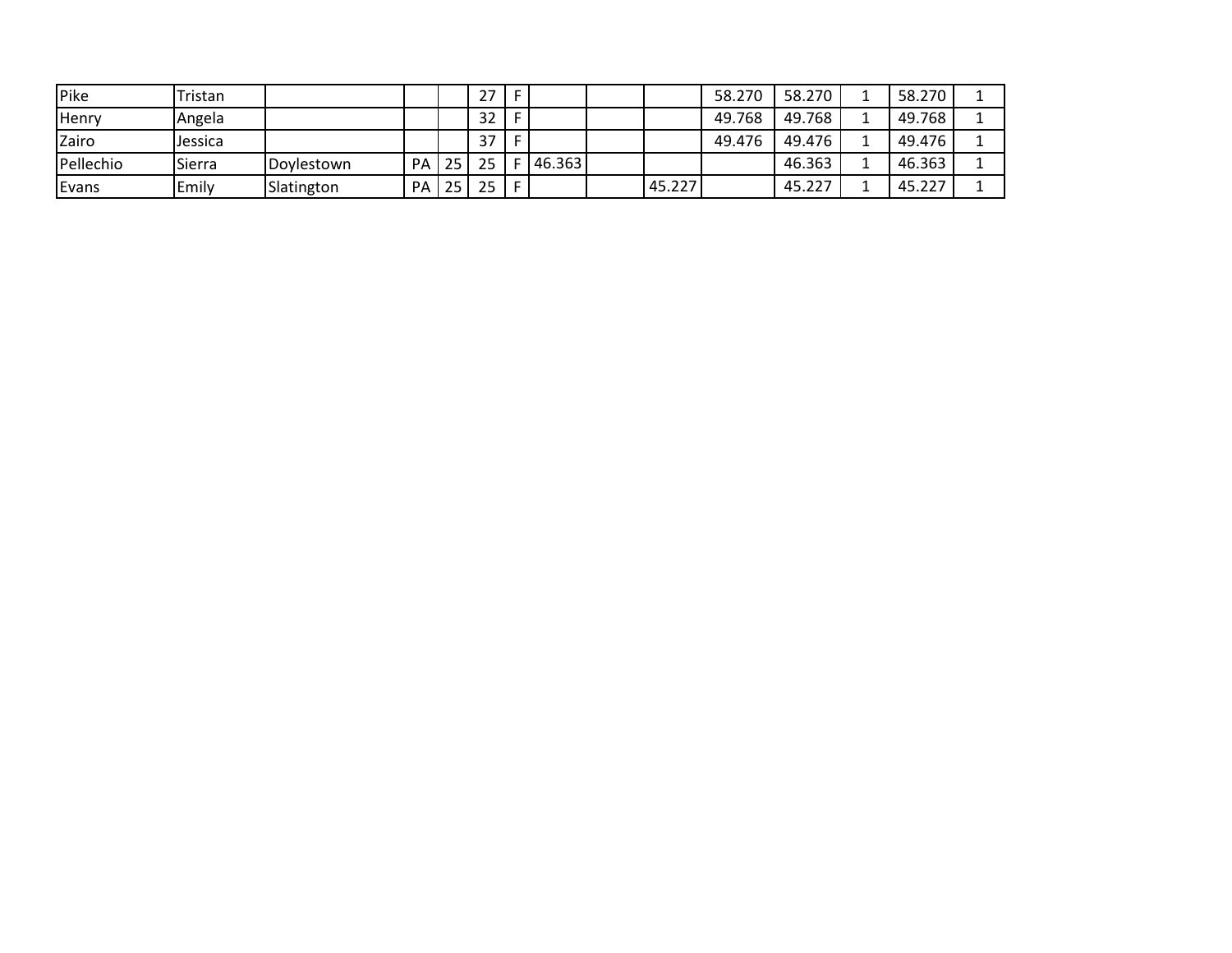| | | | | | | | | | | | | | | |
|---|---|---|---|---|---|---|---|---|---|---|---|---|---|---|
| Pike | Tristan | | | | 27 | F | | | | 58.270 | 58.270 | 1 | 58.270 | 1 |
| Henry | Angela | | | | 32 | F | | | | 49.768 | 49.768 | 1 | 49.768 | 1 |
| Zairo | Jessica | | | | 37 | F | | | | 49.476 | 49.476 | 1 | 49.476 | 1 |
| Pellechio | Sierra | Doylestown | PA | 25 | 25 | F | 46.363 | | | | 46.363 | 1 | 46.363 | 1 |
| Evans | Emily | Slatington | PA | 25 | 25 | F | | | 45.227 | | 45.227 | 1 | 45.227 | 1 |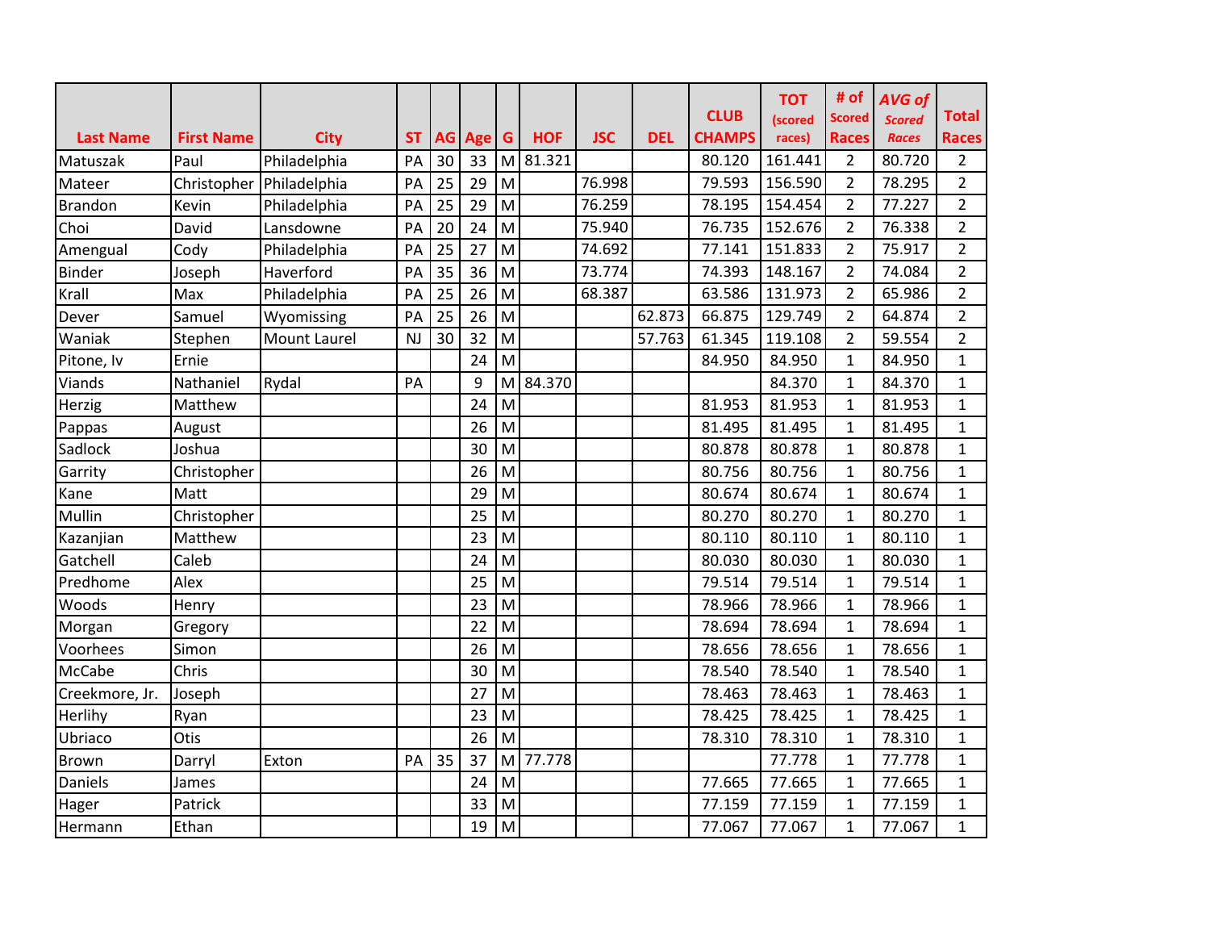| Last Name | First Name | City | ST | AG | Age | G | HOF | JSC | DEL | CLUB CHAMPS | TOT (scored races) | # of Scored Races | AVG of Scored Races | Total Races |
|---|---|---|---|---|---|---|---|---|---|---|---|---|---|---|
| Matuszak | Paul | Philadelphia | PA | 30 | 33 | M | 81.321 | | | 80.120 | 161.441 | 2 | 80.720 | 2 |
| Mateer | Christopher | Philadelphia | PA | 25 | 29 | M | | 76.998 | | 79.593 | 156.590 | 2 | 78.295 | 2 |
| Brandon | Kevin | Philadelphia | PA | 25 | 29 | M | | 76.259 | | 78.195 | 154.454 | 2 | 77.227 | 2 |
| Choi | David | Lansdowne | PA | 20 | 24 | M | | 75.940 | | 76.735 | 152.676 | 2 | 76.338 | 2 |
| Amengual | Cody | Philadelphia | PA | 25 | 27 | M | | 74.692 | | 77.141 | 151.833 | 2 | 75.917 | 2 |
| Binder | Joseph | Haverford | PA | 35 | 36 | M | | 73.774 | | 74.393 | 148.167 | 2 | 74.084 | 2 |
| Krall | Max | Philadelphia | PA | 25 | 26 | M | | 68.387 | | 63.586 | 131.973 | 2 | 65.986 | 2 |
| Dever | Samuel | Wyomissing | PA | 25 | 26 | M | | | 62.873 | 66.875 | 129.749 | 2 | 64.874 | 2 |
| Waniak | Stephen | Mount Laurel | NJ | 30 | 32 | M | | | 57.763 | 61.345 | 119.108 | 2 | 59.554 | 2 |
| Pitone, Iv | Ernie | | | | 24 | M | | | | 84.950 | 84.950 | 1 | 84.950 | 1 |
| Viands | Nathaniel | Rydal | PA | | 9 | M | 84.370 | | | | 84.370 | 1 | 84.370 | 1 |
| Herzig | Matthew | | | | 24 | M | | | | 81.953 | 81.953 | 1 | 81.953 | 1 |
| Pappas | August | | | | 26 | M | | | | 81.495 | 81.495 | 1 | 81.495 | 1 |
| Sadlock | Joshua | | | | 30 | M | | | | 80.878 | 80.878 | 1 | 80.878 | 1 |
| Garrity | Christopher | | | | 26 | M | | | | 80.756 | 80.756 | 1 | 80.756 | 1 |
| Kane | Matt | | | | 29 | M | | | | 80.674 | 80.674 | 1 | 80.674 | 1 |
| Mullin | Christopher | | | | 25 | M | | | | 80.270 | 80.270 | 1 | 80.270 | 1 |
| Kazanjian | Matthew | | | | 23 | M | | | | 80.110 | 80.110 | 1 | 80.110 | 1 |
| Gatchell | Caleb | | | | 24 | M | | | | 80.030 | 80.030 | 1 | 80.030 | 1 |
| Predhome | Alex | | | | 25 | M | | | | 79.514 | 79.514 | 1 | 79.514 | 1 |
| Woods | Henry | | | | 23 | M | | | | 78.966 | 78.966 | 1 | 78.966 | 1 |
| Morgan | Gregory | | | | 22 | M | | | | 78.694 | 78.694 | 1 | 78.694 | 1 |
| Voorhees | Simon | | | | 26 | M | | | | 78.656 | 78.656 | 1 | 78.656 | 1 |
| McCabe | Chris | | | | 30 | M | | | | 78.540 | 78.540 | 1 | 78.540 | 1 |
| Creekmore, Jr. | Joseph | | | | 27 | M | | | | 78.463 | 78.463 | 1 | 78.463 | 1 |
| Herlihy | Ryan | | | | 23 | M | | | | 78.425 | 78.425 | 1 | 78.425 | 1 |
| Ubriaco | Otis | | | | 26 | M | | | | 78.310 | 78.310 | 1 | 78.310 | 1 |
| Brown | Darryl | Exton | PA | 35 | 37 | M | 77.778 | | | | 77.778 | 1 | 77.778 | 1 |
| Daniels | James | | | | 24 | M | | | | 77.665 | 77.665 | 1 | 77.665 | 1 |
| Hager | Patrick | | | | 33 | M | | | | 77.159 | 77.159 | 1 | 77.159 | 1 |
| Hermann | Ethan | | | | 19 | M | | | | 77.067 | 77.067 | 1 | 77.067 | 1 |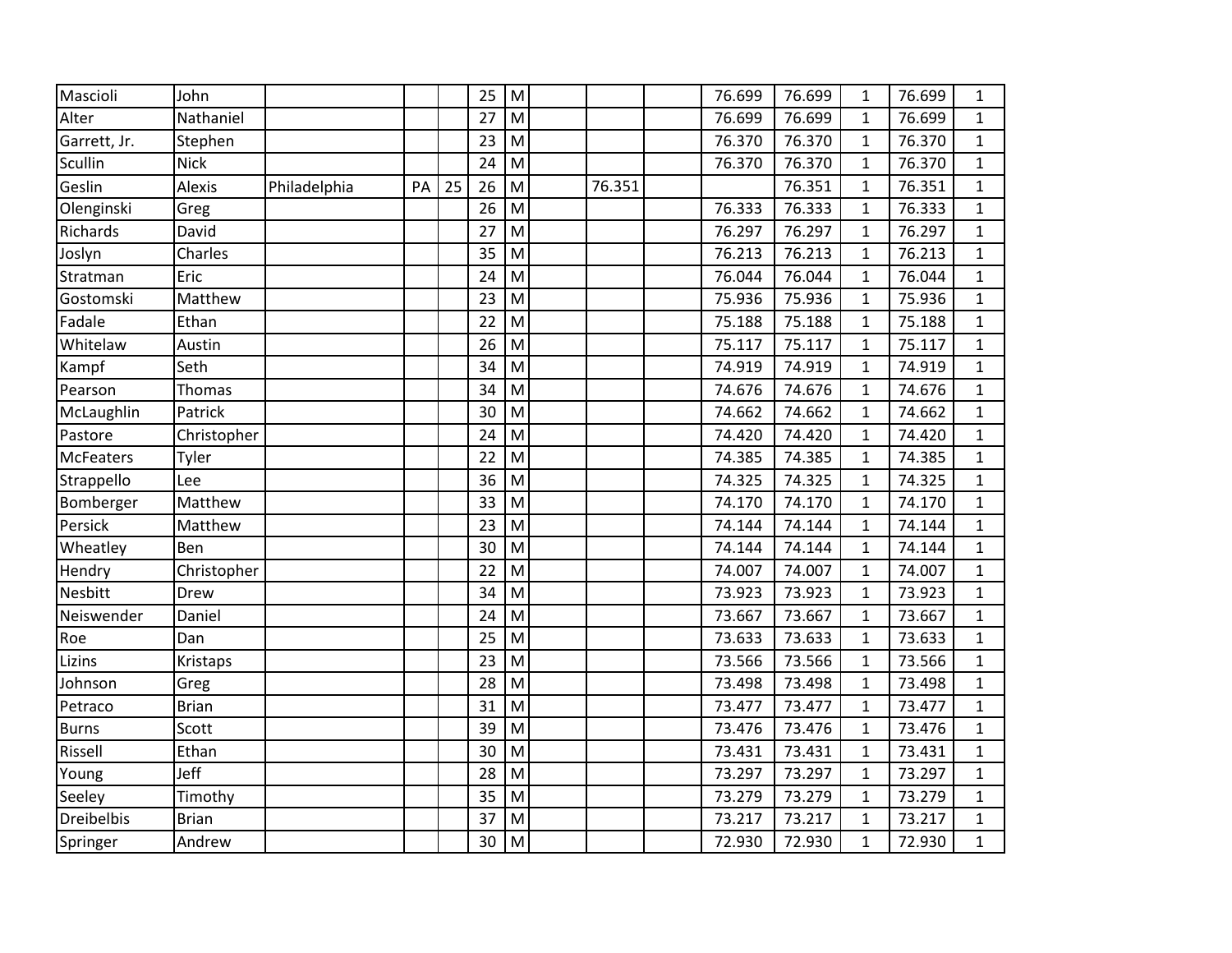| | | | | | | | | | | | | | | |
|---|---|---|---|---|---|---|---|---|---|---|---|---|---|---|
| Mascioli | John | | | | 25 | M | | | | 76.699 | 76.699 | 1 | 76.699 | 1 |
| Alter | Nathaniel | | | | 27 | M | | | | 76.699 | 76.699 | 1 | 76.699 | 1 |
| Garrett, Jr. | Stephen | | | | 23 | M | | | | 76.370 | 76.370 | 1 | 76.370 | 1 |
| Scullin | Nick | | | | 24 | M | | | | 76.370 | 76.370 | 1 | 76.370 | 1 |
| Geslin | Alexis | Philadelphia | PA | 25 | 26 | M | | 76.351 | | | 76.351 | 1 | 76.351 | 1 |
| Olenginski | Greg | | | | 26 | M | | | | 76.333 | 76.333 | 1 | 76.333 | 1 |
| Richards | David | | | | 27 | M | | | | 76.297 | 76.297 | 1 | 76.297 | 1 |
| Joslyn | Charles | | | | 35 | M | | | | 76.213 | 76.213 | 1 | 76.213 | 1 |
| Stratman | Eric | | | | 24 | M | | | | 76.044 | 76.044 | 1 | 76.044 | 1 |
| Gostomski | Matthew | | | | 23 | M | | | | 75.936 | 75.936 | 1 | 75.936 | 1 |
| Fadale | Ethan | | | | 22 | M | | | | 75.188 | 75.188 | 1 | 75.188 | 1 |
| Whitelaw | Austin | | | | 26 | M | | | | 75.117 | 75.117 | 1 | 75.117 | 1 |
| Kampf | Seth | | | | 34 | M | | | | 74.919 | 74.919 | 1 | 74.919 | 1 |
| Pearson | Thomas | | | | 34 | M | | | | 74.676 | 74.676 | 1 | 74.676 | 1 |
| McLaughlin | Patrick | | | | 30 | M | | | | 74.662 | 74.662 | 1 | 74.662 | 1 |
| Pastore | Christopher | | | | 24 | M | | | | 74.420 | 74.420 | 1 | 74.420 | 1 |
| McFeaters | Tyler | | | | 22 | M | | | | 74.385 | 74.385 | 1 | 74.385 | 1 |
| Strappello | Lee | | | | 36 | M | | | | 74.325 | 74.325 | 1 | 74.325 | 1 |
| Bomberger | Matthew | | | | 33 | M | | | | 74.170 | 74.170 | 1 | 74.170 | 1 |
| Persick | Matthew | | | | 23 | M | | | | 74.144 | 74.144 | 1 | 74.144 | 1 |
| Wheatley | Ben | | | | 30 | M | | | | 74.144 | 74.144 | 1 | 74.144 | 1 |
| Hendry | Christopher | | | | 22 | M | | | | 74.007 | 74.007 | 1 | 74.007 | 1 |
| Nesbitt | Drew | | | | 34 | M | | | | 73.923 | 73.923 | 1 | 73.923 | 1 |
| Neiswender | Daniel | | | | 24 | M | | | | 73.667 | 73.667 | 1 | 73.667 | 1 |
| Roe | Dan | | | | 25 | M | | | | 73.633 | 73.633 | 1 | 73.633 | 1 |
| Lizins | Kristaps | | | | 23 | M | | | | 73.566 | 73.566 | 1 | 73.566 | 1 |
| Johnson | Greg | | | | 28 | M | | | | 73.498 | 73.498 | 1 | 73.498 | 1 |
| Petraco | Brian | | | | 31 | M | | | | 73.477 | 73.477 | 1 | 73.477 | 1 |
| Burns | Scott | | | | 39 | M | | | | 73.476 | 73.476 | 1 | 73.476 | 1 |
| Rissell | Ethan | | | | 30 | M | | | | 73.431 | 73.431 | 1 | 73.431 | 1 |
| Young | Jeff | | | | 28 | M | | | | 73.297 | 73.297 | 1 | 73.297 | 1 |
| Seeley | Timothy | | | | 35 | M | | | | 73.279 | 73.279 | 1 | 73.279 | 1 |
| Dreibelbis | Brian | | | | 37 | M | | | | 73.217 | 73.217 | 1 | 73.217 | 1 |
| Springer | Andrew | | | | 30 | M | | | | 72.930 | 72.930 | 1 | 72.930 | 1 |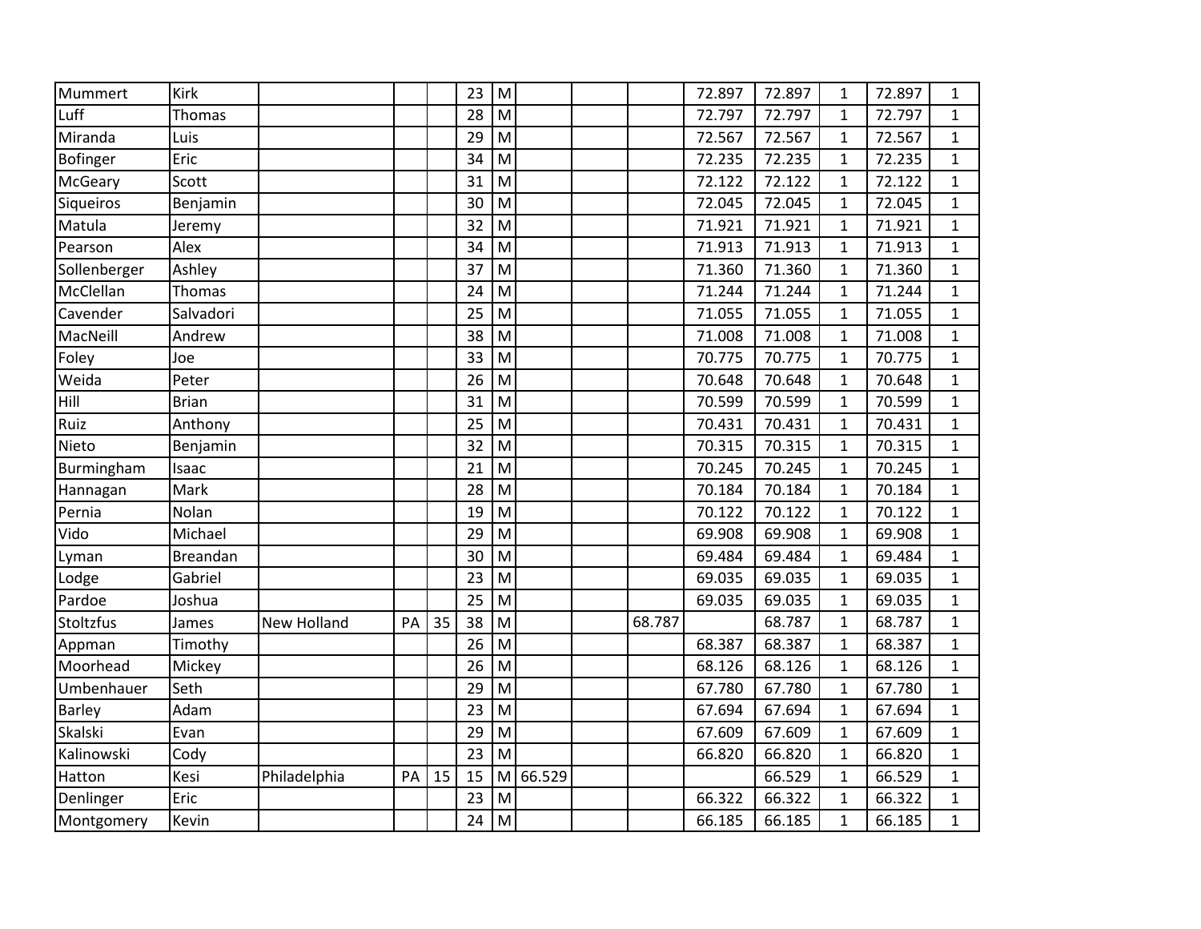| | | | | | | | | | | | | | | |
|---|---|---|---|---|---|---|---|---|---|---|---|---|---|---|
| Mummert | Kirk | | | | 23 | M | | | | 72.897 | 72.897 | 1 | 72.897 | 1 |
| Luff | Thomas | | | | 28 | M | | | | 72.797 | 72.797 | 1 | 72.797 | 1 |
| Miranda | Luis | | | | 29 | M | | | | 72.567 | 72.567 | 1 | 72.567 | 1 |
| Bofinger | Eric | | | | 34 | M | | | | 72.235 | 72.235 | 1 | 72.235 | 1 |
| McGeary | Scott | | | | 31 | M | | | | 72.122 | 72.122 | 1 | 72.122 | 1 |
| Siqueiros | Benjamin | | | | 30 | M | | | | 72.045 | 72.045 | 1 | 72.045 | 1 |
| Matula | Jeremy | | | | 32 | M | | | | 71.921 | 71.921 | 1 | 71.921 | 1 |
| Pearson | Alex | | | | 34 | M | | | | 71.913 | 71.913 | 1 | 71.913 | 1 |
| Sollenberger | Ashley | | | | 37 | M | | | | 71.360 | 71.360 | 1 | 71.360 | 1 |
| McClellan | Thomas | | | | 24 | M | | | | 71.244 | 71.244 | 1 | 71.244 | 1 |
| Cavender | Salvadori | | | | 25 | M | | | | 71.055 | 71.055 | 1 | 71.055 | 1 |
| MacNeill | Andrew | | | | 38 | M | | | | 71.008 | 71.008 | 1 | 71.008 | 1 |
| Foley | Joe | | | | 33 | M | | | | 70.775 | 70.775 | 1 | 70.775 | 1 |
| Weida | Peter | | | | 26 | M | | | | 70.648 | 70.648 | 1 | 70.648 | 1 |
| Hill | Brian | | | | 31 | M | | | | 70.599 | 70.599 | 1 | 70.599 | 1 |
| Ruiz | Anthony | | | | 25 | M | | | | 70.431 | 70.431 | 1 | 70.431 | 1 |
| Nieto | Benjamin | | | | 32 | M | | | | 70.315 | 70.315 | 1 | 70.315 | 1 |
| Burmingham | Isaac | | | | 21 | M | | | | 70.245 | 70.245 | 1 | 70.245 | 1 |
| Hannagan | Mark | | | | 28 | M | | | | 70.184 | 70.184 | 1 | 70.184 | 1 |
| Pernia | Nolan | | | | 19 | M | | | | 70.122 | 70.122 | 1 | 70.122 | 1 |
| Vido | Michael | | | | 29 | M | | | | 69.908 | 69.908 | 1 | 69.908 | 1 |
| Lyman | Breandan | | | | 30 | M | | | | 69.484 | 69.484 | 1 | 69.484 | 1 |
| Lodge | Gabriel | | | | 23 | M | | | | 69.035 | 69.035 | 1 | 69.035 | 1 |
| Pardoe | Joshua | | | | 25 | M | | | | 69.035 | 69.035 | 1 | 69.035 | 1 |
| Stoltzfus | James | New Holland | PA | 35 | 38 | M | | | 68.787 | | 68.787 | 1 | 68.787 | 1 |
| Appman | Timothy | | | | 26 | M | | | | 68.387 | 68.387 | 1 | 68.387 | 1 |
| Moorhead | Mickey | | | | 26 | M | | | | 68.126 | 68.126 | 1 | 68.126 | 1 |
| Umbenhauer | Seth | | | | 29 | M | | | | 67.780 | 67.780 | 1 | 67.780 | 1 |
| Barley | Adam | | | | 23 | M | | | | 67.694 | 67.694 | 1 | 67.694 | 1 |
| Skalski | Evan | | | | 29 | M | | | | 67.609 | 67.609 | 1 | 67.609 | 1 |
| Kalinowski | Cody | | | | 23 | M | | | | 66.820 | 66.820 | 1 | 66.820 | 1 |
| Hatton | Kesi | Philadelphia | PA | 15 | 15 | M | 66.529 | | | | 66.529 | 1 | 66.529 | 1 |
| Denlinger | Eric | | | | 23 | M | | | | 66.322 | 66.322 | 1 | 66.322 | 1 |
| Montgomery | Kevin | | | | 24 | M | | | | 66.185 | 66.185 | 1 | 66.185 | 1 |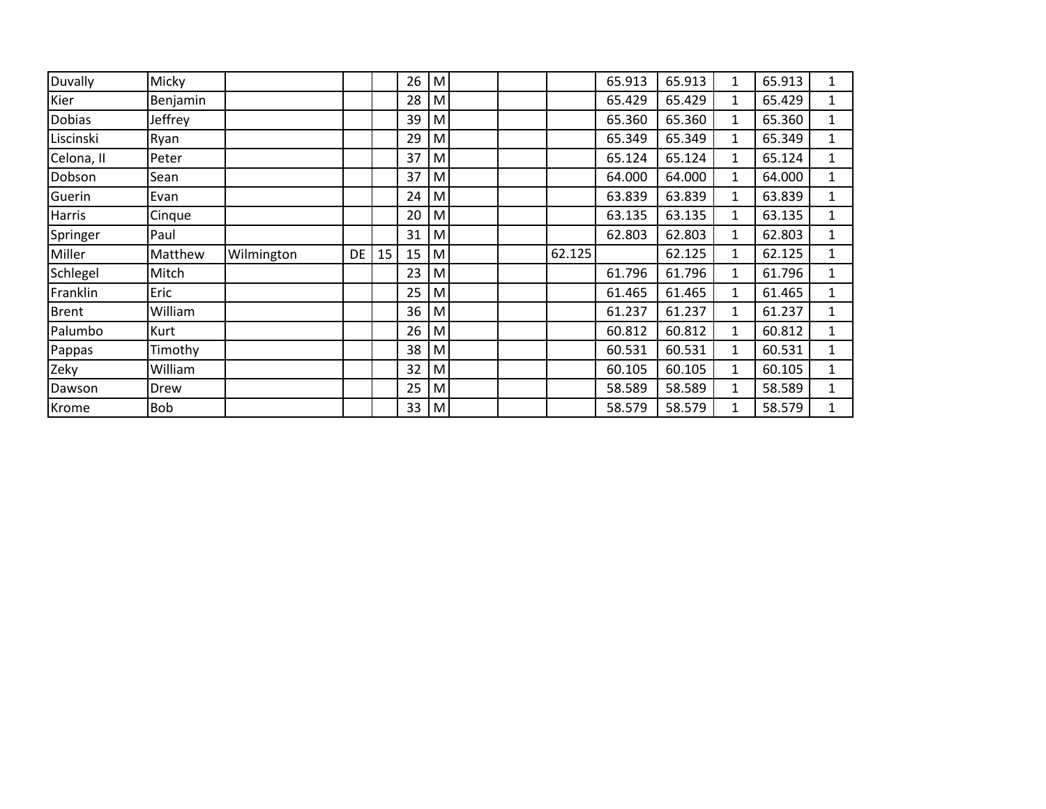| | | | | | | | | | | | | | | |
|---|---|---|---|---|---|---|---|---|---|---|---|---|---|---|
| Duvally | Micky | | | | 26 | M | | | | 65.913 | 65.913 | 1 | 65.913 | 1 |
| Kier | Benjamin | | | | 28 | M | | | | 65.429 | 65.429 | 1 | 65.429 | 1 |
| Dobias | Jeffrey | | | | 39 | M | | | | 65.360 | 65.360 | 1 | 65.360 | 1 |
| Liscinski | Ryan | | | | 29 | M | | | | 65.349 | 65.349 | 1 | 65.349 | 1 |
| Celona, II | Peter | | | | 37 | M | | | | 65.124 | 65.124 | 1 | 65.124 | 1 |
| Dobson | Sean | | | | 37 | M | | | | 64.000 | 64.000 | 1 | 64.000 | 1 |
| Guerin | Evan | | | | 24 | M | | | | 63.839 | 63.839 | 1 | 63.839 | 1 |
| Harris | Cinque | | | | 20 | M | | | | 63.135 | 63.135 | 1 | 63.135 | 1 |
| Springer | Paul | | | | 31 | M | | | | 62.803 | 62.803 | 1 | 62.803 | 1 |
| Miller | Matthew | Wilmington | DE | 15 | 15 | M | | | 62.125 | | 62.125 | 1 | 62.125 | 1 |
| Schlegel | Mitch | | | | 23 | M | | | | 61.796 | 61.796 | 1 | 61.796 | 1 |
| Franklin | Eric | | | | 25 | M | | | | 61.465 | 61.465 | 1 | 61.465 | 1 |
| Brent | William | | | | 36 | M | | | | 61.237 | 61.237 | 1 | 61.237 | 1 |
| Palumbo | Kurt | | | | 26 | M | | | | 60.812 | 60.812 | 1 | 60.812 | 1 |
| Pappas | Timothy | | | | 38 | M | | | | 60.531 | 60.531 | 1 | 60.531 | 1 |
| Zeky | William | | | | 32 | M | | | | 60.105 | 60.105 | 1 | 60.105 | 1 |
| Dawson | Drew | | | | 25 | M | | | | 58.589 | 58.589 | 1 | 58.589 | 1 |
| Krome | Bob | | | | 33 | M | | | | 58.579 | 58.579 | 1 | 58.579 | 1 |